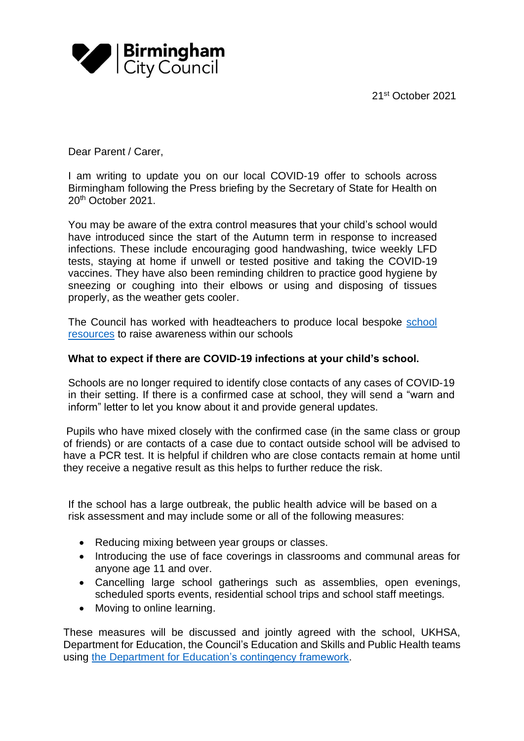Birmingham City Council

21st October 2021

Dear Parent / Carer,

I am writing to update you on our local COVID-19 offer to schools across Birmingham following the Press briefing by the Secretary of State for Health on 20th October 2021.

You may be aware of the extra control measures that your child's school would have introduced since the start of the Autumn term in response to increased infections. These include encouraging good handwashing, twice weekly LFD tests, staying at home if unwell or tested positive and taking the COVID-19 vaccines. They have also been reminding children to practice good hygiene by sneezing or coughing into their elbows or using and disposing of tissues properly, as the weather gets cooler.

The Council has worked with headteachers to produce local bespoke school resources to raise awareness within our schools

**What to expect if there are COVID-19 infections at your child's school.**

Schools are no longer required to identify close contacts of any cases of COVID-19 in their setting. If there is a confirmed case at school, they will send a "warn and inform" letter to let you know about it and provide general updates.

Pupils who have mixed closely with the confirmed case (in the same class or group of friends) or are contacts of a case due to contact outside school will be advised to have a PCR test. It is helpful if children who are close contacts remain at home until they receive a negative result as this helps to further reduce the risk.

If the school has a large outbreak, the public health advice will be based on a risk assessment and may include some or all of the following measures:

- Reducing mixing between year groups or classes.
- Introducing the use of face coverings in classrooms and communal areas for anyone age 11 and over.
- Cancelling large school gatherings such as assemblies, open evenings, scheduled sports events, residential school trips and school staff meetings.
- Moving to online learning.

These measures will be discussed and jointly agreed with the school, UKHSA, Department for Education, the Council's Education and Skills and Public Health teams using the Department for Education's contingency framework.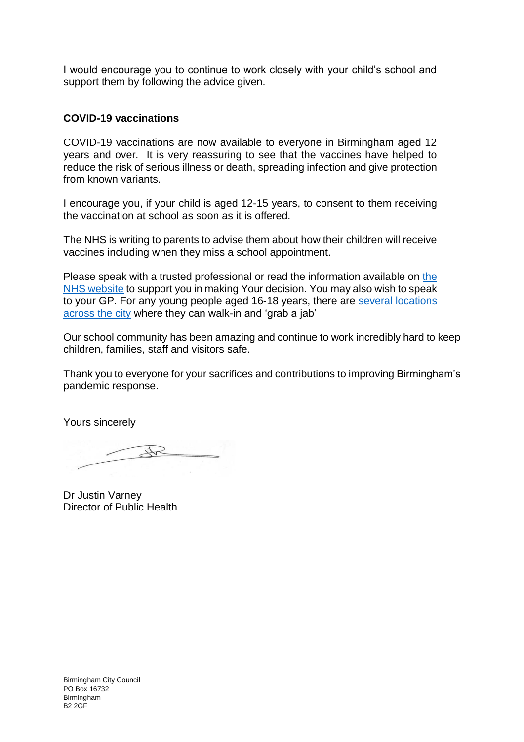I would encourage you to continue to work closely with your child's school and support them by following the advice given.

**COVID-19 vaccinations**

COVID-19 vaccinations are now available to everyone in Birmingham aged 12 years and over. It is very reassuring to see that the vaccines have helped to reduce the risk of serious illness or death, spreading infection and give protection from known variants.

I encourage you, if your child is aged 12-15 years, to consent to them receiving the vaccination at school as soon as it is offered.

The NHS is writing to parents to advise them about how their children will receive vaccines including when they miss a school appointment.

Please speak with a trusted professional or read the information available on the NHS website to support you in making Your decision. You may also wish to speak to your GP. For any young people aged 16-18 years, there are several locations across the city where they can walk-in and 'grab a jab'

Our school community has been amazing and continue to work incredibly hard to keep children, families, staff and visitors safe.

Thank you to everyone for your sacrifices and contributions to improving Birmingham's pandemic response.

Yours sincerely

Dr Justin Varney
Director of Public Health

Birmingham City Council
PO Box 16732
Birmingham
B2 2GF